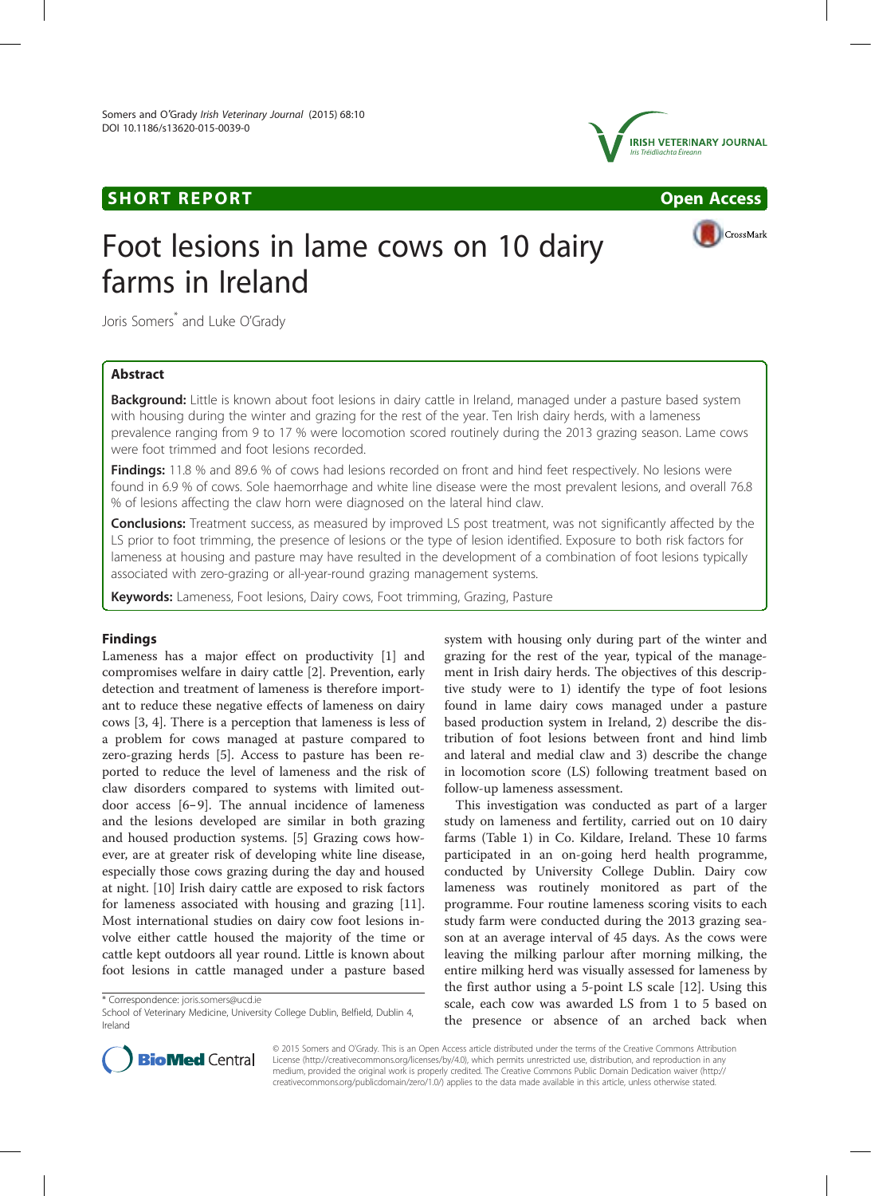SHORT REPORT

Open Access

# Foot lesions in lame cows on 10 dairy farms in Ireland

Joris Somers* and Luke O'Grady

## Abstract

**Background:** Little is known about foot lesions in dairy cattle in Ireland, managed under a pasture based system with housing during the winter and grazing for the rest of the year. Ten Irish dairy herds, with a lameness prevalence ranging from 9 to 17 % were locomotion scored routinely during the 2013 grazing season. Lame cows were foot trimmed and foot lesions recorded.

**Findings:** 11.8 % and 89.6 % of cows had lesions recorded on front and hind feet respectively. No lesions were found in 6.9 % of cows. Sole haemorrhage and white line disease were the most prevalent lesions, and overall 76.8 % of lesions affecting the claw horn were diagnosed on the lateral hind claw.

**Conclusions:** Treatment success, as measured by improved LS post treatment, was not significantly affected by the LS prior to foot trimming, the presence of lesions or the type of lesion identified. Exposure to both risk factors for lameness at housing and pasture may have resulted in the development of a combination of foot lesions typically associated with zero-grazing or all-year-round grazing management systems.

**Keywords:** Lameness, Foot lesions, Dairy cows, Foot trimming, Grazing, Pasture

## Findings

Lameness has a major effect on productivity [1] and compromises welfare in dairy cattle [2]. Prevention, early detection and treatment of lameness is therefore important to reduce these negative effects of lameness on dairy cows [3, 4]. There is a perception that lameness is less of a problem for cows managed at pasture compared to zero-grazing herds [5]. Access to pasture has been reported to reduce the level of lameness and the risk of claw disorders compared to systems with limited outdoor access [6–9]. The annual incidence of lameness and the lesions developed are similar in both grazing and housed production systems. [5] Grazing cows however, are at greater risk of developing white line disease, especially those cows grazing during the day and housed at night. [10] Irish dairy cattle are exposed to risk factors for lameness associated with housing and grazing [11]. Most international studies on dairy cow foot lesions involve either cattle housed the majority of the time or cattle kept outdoors all year round. Little is known about foot lesions in cattle managed under a pasture based system with housing only during part of the winter and grazing for the rest of the year, typical of the management in Irish dairy herds. The objectives of this descriptive study were to 1) identify the type of foot lesions found in lame dairy cows managed under a pasture based production system in Ireland, 2) describe the distribution of foot lesions between front and hind limb and lateral and medial claw and 3) describe the change in locomotion score (LS) following treatment based on follow-up lameness assessment.

This investigation was conducted as part of a larger study on lameness and fertility, carried out on 10 dairy farms (Table 1) in Co. Kildare, Ireland. These 10 farms participated in an on-going herd health programme, conducted by University College Dublin. Dairy cow lameness was routinely monitored as part of the programme. Four routine lameness scoring visits to each study farm were conducted during the 2013 grazing season at an average interval of 45 days. As the cows were leaving the milking parlour after morning milking, the entire milking herd was visually assessed for lameness by the first author using a 5-point LS scale [12]. Using this scale, each cow was awarded LS from 1 to 5 based on the presence or absence of an arched back when

\* Correspondence: joris.somers@ucd.ie
School of Veterinary Medicine, University College Dublin, Belfield, Dublin 4, Ireland

© 2015 Somers and O'Grady. This is an Open Access article distributed under the terms of the Creative Commons Attribution License (http://creativecommons.org/licenses/by/4.0), which permits unrestricted use, distribution, and reproduction in any medium, provided the original work is properly credited. The Creative Commons Public Domain Dedication waiver (http://creativecommons.org/publicdomain/zero/1.0/) applies to the data made available in this article, unless otherwise stated.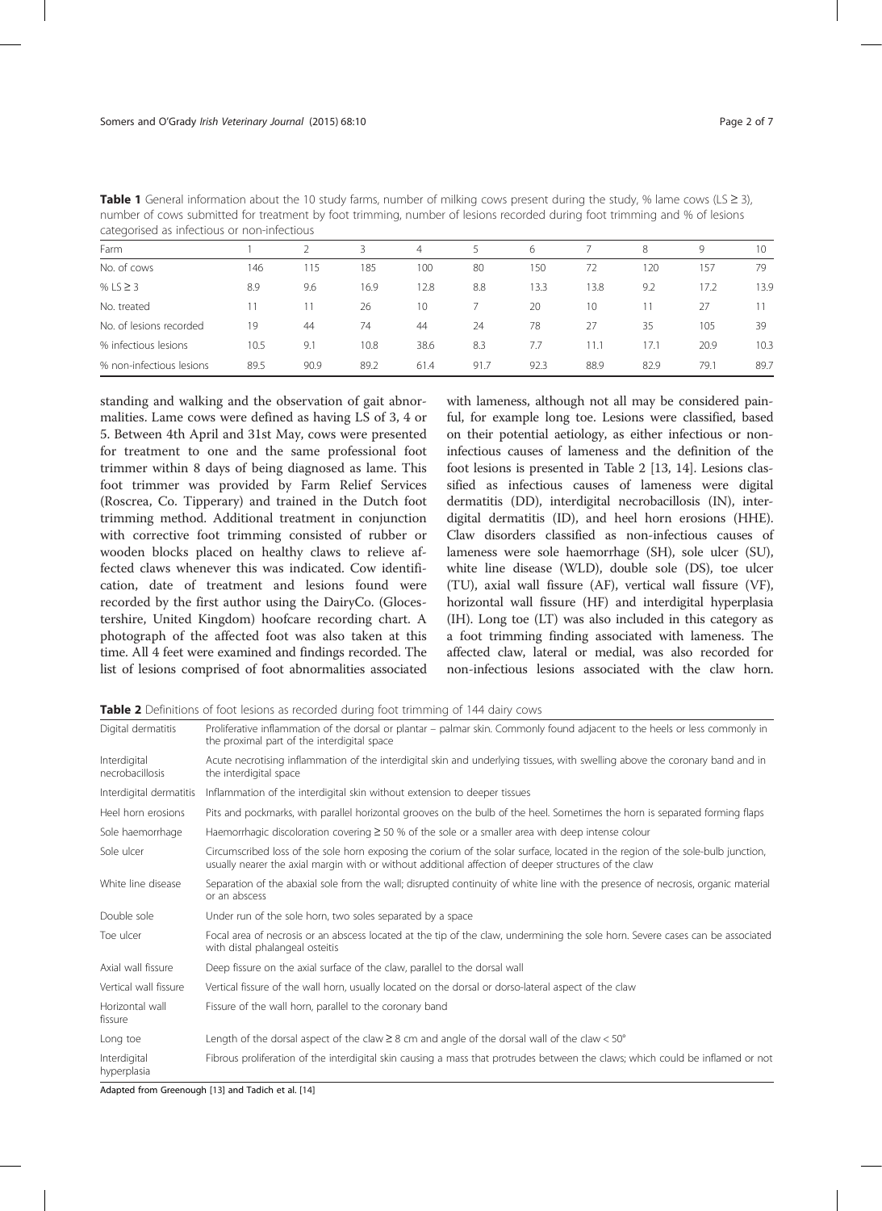**Table 1** General information about the 10 study farms, number of milking cows present during the study, % lame cows (LS ≥ 3), number of cows submitted for treatment by foot trimming, number of lesions recorded during foot trimming and % of lesions categorised as infectious or non-infectious

| Farm | 1 | 2 | 3 | 4 | 5 | 6 | 7 | 8 | 9 | 10 |
|---|---|---|---|---|---|---|---|---|---|---|
| No. of cows | 146 | 115 | 185 | 100 | 80 | 150 | 72 | 120 | 157 | 79 |
| % LS ≥ 3 | 8.9 | 9.6 | 16.9 | 12.8 | 8.8 | 13.3 | 13.8 | 9.2 | 17.2 | 13.9 |
| No. treated | 11 | 11 | 26 | 10 | 7 | 20 | 10 | 11 | 27 | 11 |
| No. of lesions recorded | 19 | 44 | 74 | 44 | 24 | 78 | 27 | 35 | 105 | 39 |
| % infectious lesions | 10.5 | 9.1 | 10.8 | 38.6 | 8.3 | 7.7 | 11.1 | 17.1 | 20.9 | 10.3 |
| % non-infectious lesions | 89.5 | 90.9 | 89.2 | 61.4 | 91.7 | 92.3 | 88.9 | 82.9 | 79.1 | 89.7 |

standing and walking and the observation of gait abnormalities. Lame cows were defined as having LS of 3, 4 or 5. Between 4th April and 31st May, cows were presented for treatment to one and the same professional foot trimmer within 8 days of being diagnosed as lame. This foot trimmer was provided by Farm Relief Services (Roscrea, Co. Tipperary) and trained in the Dutch foot trimming method. Additional treatment in conjunction with corrective foot trimming consisted of rubber or wooden blocks placed on healthy claws to relieve affected claws whenever this was indicated. Cow identification, date of treatment and lesions found were recorded by the first author using the DairyCo. (Gloucestershire, United Kingdom) hoofcare recording chart. A photograph of the affected foot was also taken at this time. All 4 feet were examined and findings recorded. The list of lesions comprised of foot abnormalities associated with lameness, although not all may be considered painful, for example long toe. Lesions were classified, based on their potential aetiology, as either infectious or non-infectious causes of lameness and the definition of the foot lesions is presented in Table 2 [13, 14]. Lesions classified as infectious causes of lameness were digital dermatitis (DD), interdigital necrobacillosis (IN), interdigital dermatitis (ID), and heel horn erosions (HHE). Claw disorders classified as non-infectious causes of lameness were sole haemorrhage (SH), sole ulcer (SU), white line disease (WLD), double sole (DS), toe ulcer (TU), axial wall fissure (AF), vertical wall fissure (VF), horizontal wall fissure (HF) and interdigital hyperplasia (IH). Long toe (LT) was also included in this category as a foot trimming finding associated with lameness. The affected claw, lateral or medial, was also recorded for non-infectious lesions associated with the claw horn.

**Table 2** Definitions of foot lesions as recorded during foot trimming of 144 dairy cows

| Lesion | Definition |
|---|---|
| Digital dermatitis | Proliferative inflammation of the dorsal or plantar – palmar skin. Commonly found adjacent to the heels or less commonly in the proximal part of the interdigital space |
| Interdigital necrobacillosis | Acute necrotising inflammation of the interdigital skin and underlying tissues, with swelling above the coronary band and in the interdigital space |
| Interdigital dermatitis | Inflammation of the interdigital skin without extension to deeper tissues |
| Heel horn erosions | Pits and pockmarks, with parallel horizontal grooves on the bulb of the heel. Sometimes the horn is separated forming flaps |
| Sole haemorrhage | Haemorrhagic discoloration covering ≥ 50 % of the sole or a smaller area with deep intense colour |
| Sole ulcer | Circumscribed loss of the sole horn exposing the corium of the solar surface, located in the region of the sole-bulb junction, usually nearer the axial margin with or without additional affection of deeper structures of the claw |
| White line disease | Separation of the abaxial sole from the wall; disrupted continuity of white line with the presence of necrosis, organic material or an abscess |
| Double sole | Under run of the sole horn, two soles separated by a space |
| Toe ulcer | Focal area of necrosis or an abscess located at the tip of the claw, undermining the sole horn. Severe cases can be associated with distal phalangeal osteitis |
| Axial wall fissure | Deep fissure on the axial surface of the claw, parallel to the dorsal wall |
| Vertical wall fissure | Vertical fissure of the wall horn, usually located on the dorsal or dorso-lateral aspect of the claw |
| Horizontal wall fissure | Fissure of the wall horn, parallel to the coronary band |
| Long toe | Length of the dorsal aspect of the claw ≥ 8 cm and angle of the dorsal wall of the claw < 50° |
| Interdigital hyperplasia | Fibrous proliferation of the interdigital skin causing a mass that protrudes between the claws; which could be inflamed or not |

Adapted from Greenough [13] and Tadich et al. [14]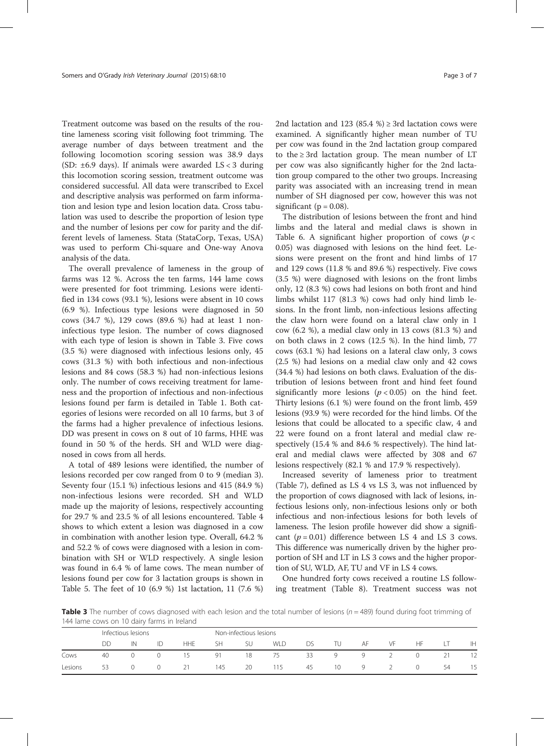Treatment outcome was based on the results of the routine lameness scoring visit following foot trimming. The average number of days between treatment and the following locomotion scoring session was 38.9 days (SD: ±6.9 days). If animals were awarded LS < 3 during this locomotion scoring session, treatment outcome was considered successful. All data were transcribed to Excel and descriptive analysis was performed on farm information and lesion type and lesion location data. Cross tabulation was used to describe the proportion of lesion type and the number of lesions per cow for parity and the different levels of lameness. Stata (StataCorp, Texas, USA) was used to perform Chi-square and One-way Anova analysis of the data.

The overall prevalence of lameness in the group of farms was 12 %. Across the ten farms, 144 lame cows were presented for foot trimming. Lesions were identified in 134 cows (93.1 %), lesions were absent in 10 cows (6.9 %). Infectious type lesions were diagnosed in 50 cows (34.7 %), 129 cows (89.6 %) had at least 1 non-infectious type lesion. The number of cows diagnosed with each type of lesion is shown in Table 3. Five cows (3.5 %) were diagnosed with infectious lesions only, 45 cows (31.3 %) with both infectious and non-infectious lesions and 84 cows (58.3 %) had non-infectious lesions only. The number of cows receiving treatment for lameness and the proportion of infectious and non-infectious lesions found per farm is detailed in Table 1. Both categories of lesions were recorded on all 10 farms, but 3 of the farms had a higher prevalence of infectious lesions. DD was present in cows on 8 out of 10 farms, HHE was found in 50 % of the herds. SH and WLD were diagnosed in cows from all herds.

A total of 489 lesions were identified, the number of lesions recorded per cow ranged from 0 to 9 (median 3). Seventy four (15.1 %) infectious lesions and 415 (84.9 %) non-infectious lesions were recorded. SH and WLD made up the majority of lesions, respectively accounting for 29.7 % and 23.5 % of all lesions encountered. Table 4 shows to which extent a lesion was diagnosed in a cow in combination with another lesion type. Overall, 64.2 % and 52.2 % of cows were diagnosed with a lesion in combination with SH or WLD respectively. A single lesion was found in 6.4 % of lame cows. The mean number of lesions found per cow for 3 lactation groups is shown in Table 5. The feet of 10 (6.9 %) 1st lactation, 11 (7.6 %) 2nd lactation and 123 (85.4 %) ≥ 3rd lactation cows were examined. A significantly higher mean number of TU per cow was found in the 2nd lactation group compared to the ≥ 3rd lactation group. The mean number of LT per cow was also significantly higher for the 2nd lactation group compared to the other two groups. Increasing parity was associated with an increasing trend in mean number of SH diagnosed per cow, however this was not significant ($p = 0.08$).

The distribution of lesions between the front and hind limbs and the lateral and medial claws is shown in Table 6. A significant higher proportion of cows ($p < 0.05$) was diagnosed with lesions on the hind feet. Lesions were present on the front and hind limbs of 17 and 129 cows (11.8 % and 89.6 %) respectively. Five cows (3.5 %) were diagnosed with lesions on the front limbs only, 12 (8.3 %) cows had lesions on both front and hind limbs whilst 117 (81.3 %) cows had only hind limb lesions. In the front limb, non-infectious lesions affecting the claw horn were found on a lateral claw only in 1 cow (6.2 %), a medial claw only in 13 cows (81.3 %) and on both claws in 2 cows (12.5 %). In the hind limb, 77 cows (63.1 %) had lesions on a lateral claw only, 3 cows (2.5 %) had lesions on a medial claw only and 42 cows (34.4 %) had lesions on both claws. Evaluation of the distribution of lesions between front and hind feet found significantly more lesions ($p < 0.05$) on the hind feet. Thirty lesions (6.1 %) were found on the front limb, 459 lesions (93.9 %) were recorded for the hind limbs. Of the lesions that could be allocated to a specific claw, 4 and 22 were found on a front lateral and medial claw respectively (15.4 % and 84.6 % respectively). The hind lateral and medial claws were affected by 308 and 67 lesions respectively (82.1 % and 17.9 % respectively).

Increased severity of lameness prior to treatment (Table 7), defined as LS 4 vs LS 3, was not influenced by the proportion of cows diagnosed with lack of lesions, infectious lesions only, non-infectious lesions only or both infectious and non-infectious lesions for both levels of lameness. The lesion profile however did show a significant ($p = 0.01$) difference between LS 4 and LS 3 cows. This difference was numerically driven by the higher proportion of SH and LT in LS 3 cows and the higher proportion of SU, WLD, AF, TU and VF in LS 4 cows.

One hundred forty cows received a routine LS following treatment (Table 8). Treatment success was not

**Table 3** The number of cows diagnosed with each lesion and the total number of lesions ($n = 489$) found during foot trimming of 144 lame cows on 10 dairy farms in Ireland

| | Infectious lesions | | | | Non-infectious lesions | | | | | | | | | |
|---|---|---|---|---|---|---|---|---|---|---|---|---|---|---|
| | DD | IN | ID | HHE | SH | SU | WLD | DS | TU | AF | VF | HF | LT | IH |
| Cows | 40 | 0 | 0 | 15 | 91 | 18 | 75 | 33 | 9 | 9 | 2 | 0 | 21 | 12 |
| Lesions | 53 | 0 | 0 | 21 | 145 | 20 | 115 | 45 | 10 | 9 | 2 | 0 | 54 | 15 |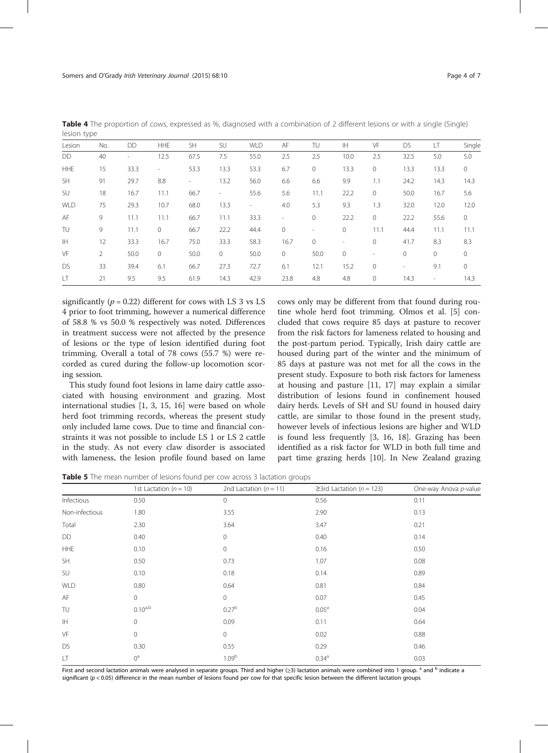**Table 4** The proportion of cows, expressed as %, diagnosed with a combination of 2 different lesions or with a single (Single) lesion type

| Lesion | No. | DD | HHE | SH | SU | WLD | AF | TU | IH | VF | DS | LT | Single |
|---|---|---|---|---|---|---|---|---|---|---|---|---|---|
| DD | 40 | - | 12.5 | 67.5 | 7.5 | 55.0 | 2.5 | 2.5 | 10.0 | 2.5 | 32.5 | 5.0 | 5.0 |
| HHE | 15 | 33.3 | - | 53.3 | 13.3 | 53.3 | 6.7 | 0 | 13.3 | 0 | 13.3 | 13.3 | 0 |
| SH | 91 | 29.7 | 8.8 | - | 13.2 | 56.0 | 6.6 | 6.6 | 9.9 | 1.1 | 24.2 | 14.3 | 14.3 |
| SU | 18 | 16.7 | 11.1 | 66.7 | - | 55.6 | 5.6 | 11.1 | 22.2 | 0 | 50.0 | 16.7 | 5.6 |
| WLD | 75 | 29.3 | 10.7 | 68.0 | 13.3 | - | 4.0 | 5.3 | 9.3 | 1.3 | 32.0 | 12.0 | 12.0 |
| AF | 9 | 11.1 | 11.1 | 66.7 | 11.1 | 33.3 | - | 0 | 22.2 | 0 | 22.2 | 55.6 | 0 |
| TU | 9 | 11.1 | 0 | 66.7 | 22.2 | 44.4 | 0 | - | 0 | 11.1 | 44.4 | 11.1 | 11.1 |
| IH | 12 | 33.3 | 16.7 | 75.0 | 33.3 | 58.3 | 16.7 | 0 | - | 0 | 41.7 | 8.3 | 8.3 |
| VF | 2 | 50.0 | 0 | 50.0 | 0 | 50.0 | 0 | 50.0 | 0 | - | 0 | 0 | 0 |
| DS | 33 | 39.4 | 6.1 | 66.7 | 27.3 | 72.7 | 6.1 | 12.1 | 15.2 | 0 | - | 9.1 | 0 |
| LT | 21 | 9.5 | 9.5 | 61.9 | 14.3 | 42.9 | 23.8 | 4.8 | 4.8 | 0 | 14.3 | - | 14.3 |

significantly ($p = 0.22$) different for cows with LS 3 vs LS 4 prior to foot trimming, however a numerical difference of 58.8 % vs 50.0 % respectively was noted. Differences in treatment success were not affected by the presence of lesions or the type of lesion identified during foot trimming. Overall a total of 78 cows (55.7 %) were recorded as cured during the follow-up locomotion scoring session.

This study found foot lesions in lame dairy cattle associated with housing environment and grazing. Most international studies [1, 3, 15, 16] were based on whole herd foot trimming records, whereas the present study only included lame cows. Due to time and financial constraints it was not possible to include LS 1 or LS 2 cattle in the study. As not every claw disorder is associated with lameness, the lesion profile found based on lame cows only may be different from that found during routine whole herd foot trimming. Olmos et al. [5] concluded that cows require 85 days at pasture to recover from the risk factors for lameness related to housing and the post-partum period. Typically, Irish dairy cattle are housed during part of the winter and the minimum of 85 days at pasture was not met for all the cows in the present study. Exposure to both risk factors for lameness at housing and pasture [11, 17] may explain a similar distribution of lesions found in confinement housed dairy herds. Levels of SH and SU found in housed dairy cattle, are similar to those found in the present study, however levels of infectious lesions are higher and WLD is found less frequently [3, 16, 18]. Grazing has been identified as a risk factor for WLD in both full time and part time grazing herds [10]. In New Zealand grazing

**Table 5** The mean number of lesions found per cow across 3 lactation groups

| | 1st Lactation ($n = 10$) | 2nd Lactation ($n = 11$) | ≥3rd Lactation ($n = 123$) | One-way Anova $p$-value |
|---|---|---|---|---|
| Infectious | 0.50 | 0 | 0.56 | 0.11 |
| Non-infectious | 1.80 | 3.55 | 2.90 | 0.13 |
| Total | 2.30 | 3.64 | 3.47 | 0.21 |
| DD | 0.40 | 0 | 0.40 | 0.14 |
| HHE | 0.10 | 0 | 0.16 | 0.50 |
| SH | 0.50 | 0.73 | 1.07 | 0.08 |
| SU | 0.10 | 0.18 | 0.14 | 0.89 |
| WLD | 0.80 | 0.64 | 0.81 | 0.84 |
| AF | 0 | 0 | 0.07 | 0.45 |
| TU | $0.10^{a,b}$ | $0.27^{b}$ | $0.05^{a}$ | 0.04 |
| IH | 0 | 0.09 | 0.11 | 0.64 |
| VF | 0 | 0 | 0.02 | 0.88 |
| DS | 0.30 | 0.55 | 0.29 | 0.46 |
| LT | $0^{a}$ | $1.09^{b}$ | $0.34^{a}$ | 0.03 |

First and second lactation animals were analysed in separate groups. Third and higher (≥3) lactation animals were combined into 1 group. [a] and [b] indicate a significant ($p < 0.05$) difference in the mean number of lesions found per cow for that specific lesion between the different lactation groups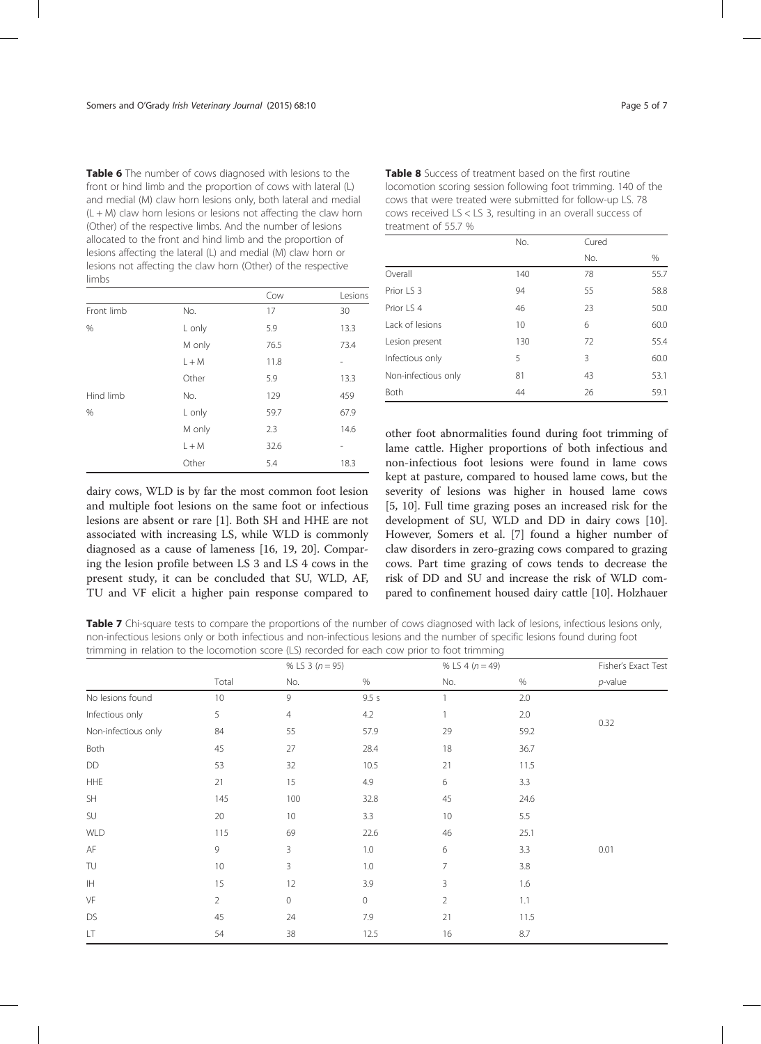**Table 6** The number of cows diagnosed with lesions to the front or hind limb and the proportion of cows with lateral (L) and medial (M) claw horn lesions only, both lateral and medial (L + M) claw horn lesions or lesions not affecting the claw horn (Other) of the respective limbs. And the number of lesions allocated to the front and hind limb and the proportion of lesions affecting the lateral (L) and medial (M) claw horn or lesions not affecting the claw horn (Other) of the respective limbs

| | | Cow | Lesions |
|---|---|---|---|
| Front limb | No. | 17 | 30 |
| % | L only | 5.9 | 13.3 |
| | M only | 76.5 | 73.4 |
| | L + M | 11.8 | - |
| | Other | 5.9 | 13.3 |
| Hind limb | No. | 129 | 459 |
| % | L only | 59.7 | 67.9 |
| | M only | 2.3 | 14.6 |
| | L + M | 32.6 | - |
| | Other | 5.4 | 18.3 |

dairy cows, WLD is by far the most common foot lesion and multiple foot lesions on the same foot or infectious lesions are absent or rare [1]. Both SH and HHE are not associated with increasing LS, while WLD is commonly diagnosed as a cause of lameness [16, 19, 20]. Comparing the lesion profile between LS 3 and LS 4 cows in the present study, it can be concluded that SU, WLD, AF, TU and VF elicit a higher pain response compared to other foot abnormalities found during foot trimming of lame cattle. Higher proportions of both infectious and non-infectious foot lesions were found in lame cows kept at pasture, compared to housed lame cows, but the severity of lesions was higher in housed lame cows [5, 10]. Full time grazing poses an increased risk for the development of SU, WLD and DD in dairy cows [10]. However, Somers et al. [7] found a higher number of claw disorders in zero-grazing cows compared to grazing cows. Part time grazing of cows tends to decrease the risk of DD and SU and increase the risk of WLD compared to confinement housed dairy cattle [10]. Holzhauer

**Table 8** Success of treatment based on the first routine locomotion scoring session following foot trimming. 140 of the cows that were treated were submitted for follow-up LS. 78 cows received LS < LS 3, resulting in an overall success of treatment of 55.7 %

| | No. | Cured | |
|---|---|---|---|
| | | No. | % |
| Overall | 140 | 78 | 55.7 |
| Prior LS 3 | 94 | 55 | 58.8 |
| Prior LS 4 | 46 | 23 | 50.0 |
| Lack of lesions | 10 | 6 | 60.0 |
| Lesion present | 130 | 72 | 55.4 |
| Infectious only | 5 | 3 | 60.0 |
| Non-infectious only | 81 | 43 | 53.1 |
| Both | 44 | 26 | 59.1 |

**Table 7** Chi-square tests to compare the proportions of the number of cows diagnosed with lack of lesions, infectious lesions only, non-infectious lesions only or both infectious and non-infectious lesions and the number of specific lesions found during foot trimming in relation to the locomotion score (LS) recorded for each cow prior to foot trimming

| | | % LS 3 ($n = 95$) | | % LS 4 ($n = 49$) | | Fisher's Exact Test |
|---|---|---|---|---|---|---|
| | Total | No. | % | No. | % | $p$-value |
| No lesions found | 10 | 9 | 9.5 s | 1 | 2.0 | |
| Infectious only | 5 | 4 | 4.2 | 1 | 2.0 | 0.32 |
| Non-infectious only | 84 | 55 | 57.9 | 29 | 59.2 | |
| Both | 45 | 27 | 28.4 | 18 | 36.7 | |
| DD | 53 | 32 | 10.5 | 21 | 11.5 | |
| HHE | 21 | 15 | 4.9 | 6 | 3.3 | |
| SH | 145 | 100 | 32.8 | 45 | 24.6 | |
| SU | 20 | 10 | 3.3 | 10 | 5.5 | |
| WLD | 115 | 69 | 22.6 | 46 | 25.1 | |
| AF | 9 | 3 | 1.0 | 6 | 3.3 | 0.01 |
| TU | 10 | 3 | 1.0 | 7 | 3.8 | |
| IH | 15 | 12 | 3.9 | 3 | 1.6 | |
| VF | 2 | 0 | 0 | 2 | 1.1 | |
| DS | 45 | 24 | 7.9 | 21 | 11.5 | |
| LT | 54 | 38 | 12.5 | 16 | 8.7 | |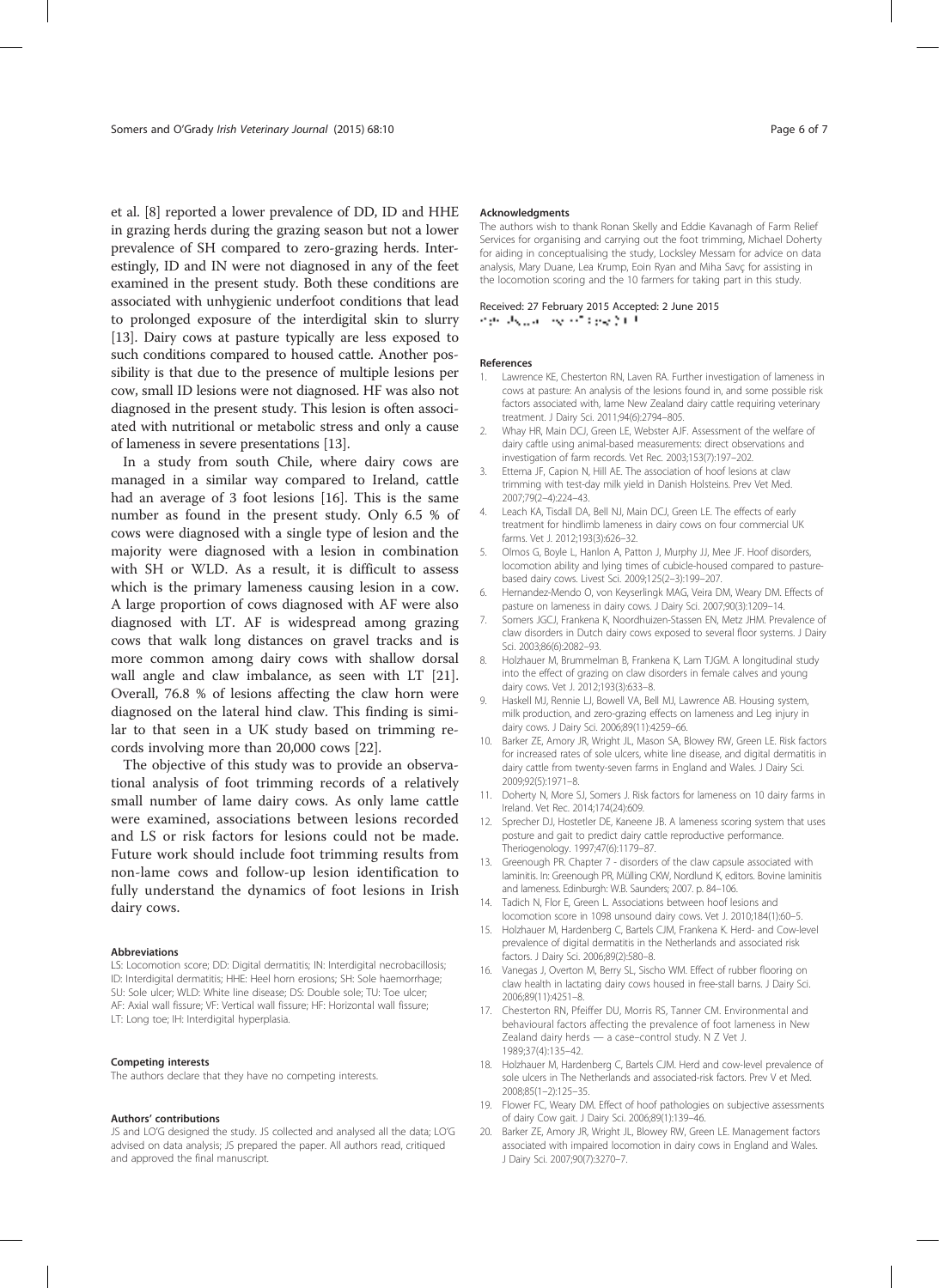et al. [8] reported a lower prevalence of DD, ID and HHE in grazing herds during the grazing season but not a lower prevalence of SH compared to zero-grazing herds. Interestingly, ID and IN were not diagnosed in any of the feet examined in the present study. Both these conditions are associated with unhygienic underfoot conditions that lead to prolonged exposure of the interdigital skin to slurry [13]. Dairy cows at pasture typically are less exposed to such conditions compared to housed cattle. Another possibility is that due to the presence of multiple lesions per cow, small ID lesions were not diagnosed. HF was also not diagnosed in the present study. This lesion is often associated with nutritional or metabolic stress and only a cause of lameness in severe presentations [13].

In a study from south Chile, where dairy cows are managed in a similar way compared to Ireland, cattle had an average of 3 foot lesions [16]. This is the same number as found in the present study. Only 6.5 % of cows were diagnosed with a single type of lesion and the majority were diagnosed with a lesion in combination with SH or WLD. As a result, it is difficult to assess which is the primary lameness causing lesion in a cow. A large proportion of cows diagnosed with AF were also diagnosed with LT. AF is widespread among grazing cows that walk long distances on gravel tracks and is more common among dairy cows with shallow dorsal wall angle and claw imbalance, as seen with LT [21]. Overall, 76.8 % of lesions affecting the claw horn were diagnosed on the lateral hind claw. This finding is similar to that seen in a UK study based on trimming records involving more than 20,000 cows [22].

The objective of this study was to provide an observational analysis of foot trimming records of a relatively small number of lame dairy cows. As only lame cattle were examined, associations between lesions recorded and LS or risk factors for lesions could not be made. Future work should include foot trimming results from non-lame cows and follow-up lesion identification to fully understand the dynamics of foot lesions in Irish dairy cows.

#### Abbreviations

LS: Locomotion score; DD: Digital dermatitis; IN: Interdigital necrobacillosis; ID: Interdigital dermatitis; HHE: Heel horn erosions; SH: Sole haemorrhage; SU: Sole ulcer; WLD: White line disease; DS: Double sole; TU: Toe ulcer; AF: Axial wall fissure; VF: Vertical wall fissure; HF: Horizontal wall fissure; LT: Long toe; IH: Interdigital hyperplasia.

#### Competing interests

The authors declare that they have no competing interests.

#### Authors' contributions

JS and LO'G designed the study. JS collected and analysed all the data; LO'G advised on data analysis; JS prepared the paper. All authors read, critiqued and approved the final manuscript.

#### Acknowledgments

The authors wish to thank Ronan Skelly and Eddie Kavanagh of Farm Relief Services for organising and carrying out the foot trimming, Michael Doherty for aiding in conceptualising the study, Locksley Messam for advice on data analysis, Mary Duane, Lea Krump, Eoin Ryan and Miha Savç for assisting in the locomotion scoring and the 10 farmers for taking part in this study.

Received: 27 February 2015 Accepted: 2 June 2015

#### References

1. Lawrence KE, Chesterton RN, Laven RA. Further investigation of lameness in cows at pasture: An analysis of the lesions found in, and some possible risk factors associated with, lame New Zealand dairy cattle requiring veterinary treatment. J Dairy Sci. 2011;94(6):2794–805.
2. Whay HR, Main DCJ, Green LE, Webster AJF. Assessment of the welfare of dairy caftle using animal-based measurements: direct observations and investigation of farm records. Vet Rec. 2003;153(7):197–202.
3. Ettema JF, Capion N, Hill AE. The association of hoof lesions at claw trimming with test-day milk yield in Danish Holsteins. Prev Vet Med. 2007;79(2–4):224–43.
4. Leach KA, Tisdall DA, Bell NJ, Main DCJ, Green LE. The effects of early treatment for hindlimb lameness in dairy cows on four commercial UK farms. Vet J. 2012;193(3):626–32.
5. Olmos G, Boyle L, Hanlon A, Patton J, Murphy JJ, Mee JF. Hoof disorders, locomotion ability and lying times of cubicle-housed compared to pasture-based dairy cows. Livest Sci. 2009;125(2–3):199–207.
6. Hernandez-Mendo O, von Keyserlingk MAG, Veira DM, Weary DM. Effects of pasture on lameness in dairy cows. J Dairy Sci. 2007;90(3):1209–14.
7. Somers JGCJ, Frankena K, Noordhuizen-Stassen EN, Metz JHM. Prevalence of claw disorders in Dutch dairy cows exposed to several floor systems. J Dairy Sci. 2003;86(6):2082–93.
8. Holzhauer M, Brummelman B, Frankena K, Lam TJGM. A longitudinal study into the effect of grazing on claw disorders in female calves and young dairy cows. Vet J. 2012;193(3):633–8.
9. Haskell MJ, Rennie LJ, Bowell VA, Bell MJ, Lawrence AB. Housing system, milk production, and zero-grazing effects on lameness and Leg injury in dairy cows. J Dairy Sci. 2006;89(11):4259–66.
10. Barker ZE, Amory JR, Wright JL, Mason SA, Blowey RW, Green LE. Risk factors for increased rates of sole ulcers, white line disease, and digital dermatitis in dairy cattle from twenty-seven farms in England and Wales. J Dairy Sci. 2009;92(5):1971–8.
11. Doherty N, More SJ, Somers J. Risk factors for lameness on 10 dairy farms in Ireland. Vet Rec. 2014;174(24):609.
12. Sprecher DJ, Hostetler DE, Kaneene JB. A lameness scoring system that uses posture and gait to predict dairy cattle reproductive performance. Theriogenology. 1997;47(6):1179–87.
13. Greenough PR. Chapter 7 - disorders of the claw capsule associated with laminitis. In: Greenough PR, Mülling CKW, Nordlund K, editors. Bovine laminitis and lameness. Edinburgh: W.B. Saunders; 2007. p. 84–106.
14. Tadich N, Flor E, Green L. Associations between hoof lesions and locomotion score in 1098 unsound dairy cows. Vet J. 2010;184(1):60–5.
15. Holzhauer M, Hardenberg C, Bartels CJM, Frankena K. Herd- and Cow-level prevalence of digital dermatitis in the Netherlands and associated risk factors. J Dairy Sci. 2006;89(2):580–8.
16. Vanegas J, Overton M, Berry SL, Sischo WM. Effect of rubber flooring on claw health in lactating dairy cows housed in free-stall barns. J Dairy Sci. 2006;89(11):4251–8.
17. Chesterton RN, Pfeiffer DU, Morris RS, Tanner CM. Environmental and behavioural factors affecting the prevalence of foot lameness in New Zealand dairy herds — a case–control study. N Z Vet J. 1989;37(4):135–42.
18. Holzhauer M, Hardenberg C, Bartels CJM. Herd and cow-level prevalence of sole ulcers in The Netherlands and associated-risk factors. Prev V et Med. 2008;85(1–2):125–35.
19. Flower FC, Weary DM. Effect of hoof pathologies on subjective assessments of dairy Cow gait. J Dairy Sci. 2006;89(1):139–46.
20. Barker ZE, Amory JR, Wright JL, Blowey RW, Green LE. Management factors associated with impaired locomotion in dairy cows in England and Wales. J Dairy Sci. 2007;90(7):3270–7.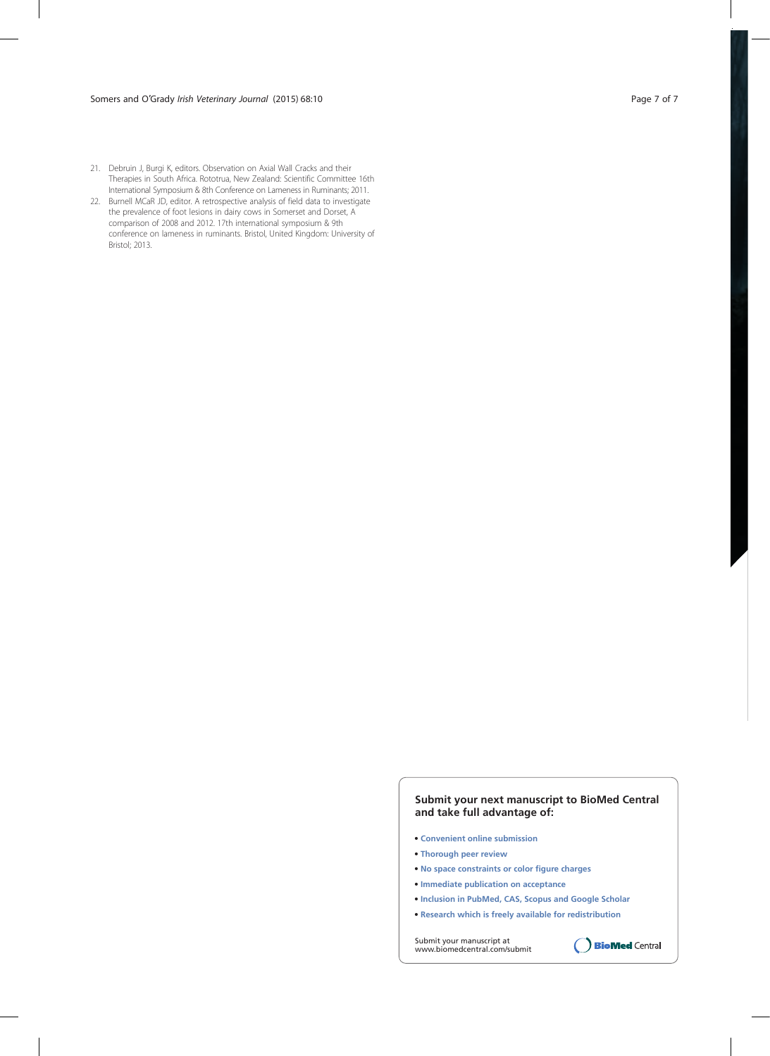21. Debruin J, Burgi K, editors. Observation on Axial Wall Cracks and their Therapies in South Africa. Rototrua, New Zealand: Scientific Committee 16th International Symposium & 8th Conference on Lameness in Ruminants; 2011.
22. Burnell MCaR JD, editor. A retrospective analysis of field data to investigate the prevalence of foot lesions in dairy cows in Somerset and Dorset, A comparison of 2008 and 2012. 17th international symposium & 9th conference on lameness in ruminants. Bristol, United Kingdom: University of Bristol; 2013.

**Submit your next manuscript to BioMed Central and take full advantage of:**

- **Convenient online submission**
- **Thorough peer review**
- **No space constraints or color figure charges**
- **Immediate publication on acceptance**
- **Inclusion in PubMed, CAS, Scopus and Google Scholar**
- **Research which is freely available for redistribution**

Submit your manuscript at
www.biomedcentral.com/submit

BioMed Central